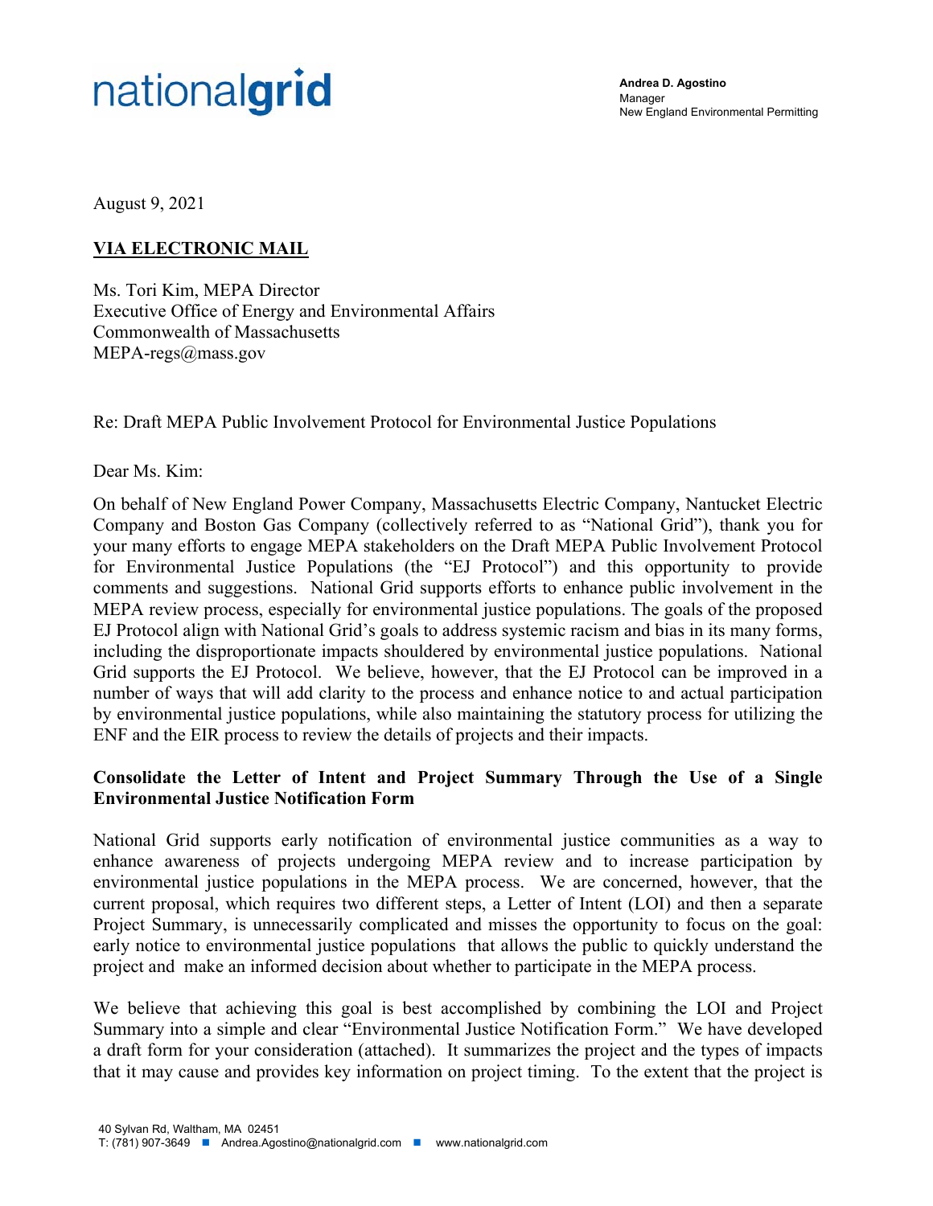nationalgrid

**Andrea D. Agostino**
Manager
New England Environmental Permitting

August 9, 2021

**VIA ELECTRONIC MAIL**

Ms. Tori Kim, MEPA Director
Executive Office of Energy and Environmental Affairs
Commonwealth of Massachusetts
MEPA-regs@mass.gov

Re: Draft MEPA Public Involvement Protocol for Environmental Justice Populations

Dear Ms. Kim:

On behalf of New England Power Company, Massachusetts Electric Company, Nantucket Electric Company and Boston Gas Company (collectively referred to as "National Grid"), thank you for your many efforts to engage MEPA stakeholders on the Draft MEPA Public Involvement Protocol for Environmental Justice Populations (the "EJ Protocol") and this opportunity to provide comments and suggestions. National Grid supports efforts to enhance public involvement in the MEPA review process, especially for environmental justice populations. The goals of the proposed EJ Protocol align with National Grid's goals to address systemic racism and bias in its many forms, including the disproportionate impacts shouldered by environmental justice populations. National Grid supports the EJ Protocol. We believe, however, that the EJ Protocol can be improved in a number of ways that will add clarity to the process and enhance notice to and actual participation by environmental justice populations, while also maintaining the statutory process for utilizing the ENF and the EIR process to review the details of projects and their impacts.

**Consolidate the Letter of Intent and Project Summary Through the Use of a Single Environmental Justice Notification Form**

National Grid supports early notification of environmental justice communities as a way to enhance awareness of projects undergoing MEPA review and to increase participation by environmental justice populations in the MEPA process. We are concerned, however, that the current proposal, which requires two different steps, a Letter of Intent (LOI) and then a separate Project Summary, is unnecessarily complicated and misses the opportunity to focus on the goal: early notice to environmental justice populations that allows the public to quickly understand the project and make an informed decision about whether to participate in the MEPA process.

We believe that achieving this goal is best accomplished by combining the LOI and Project Summary into a simple and clear "Environmental Justice Notification Form." We have developed a draft form for your consideration (attached). It summarizes the project and the types of impacts that it may cause and provides key information on project timing. To the extent that the project is

40 Sylvan Rd, Waltham, MA 02451
T: (781) 907-3649 ■ Andrea.Agostino@nationalgrid.com ■ www.nationalgrid.com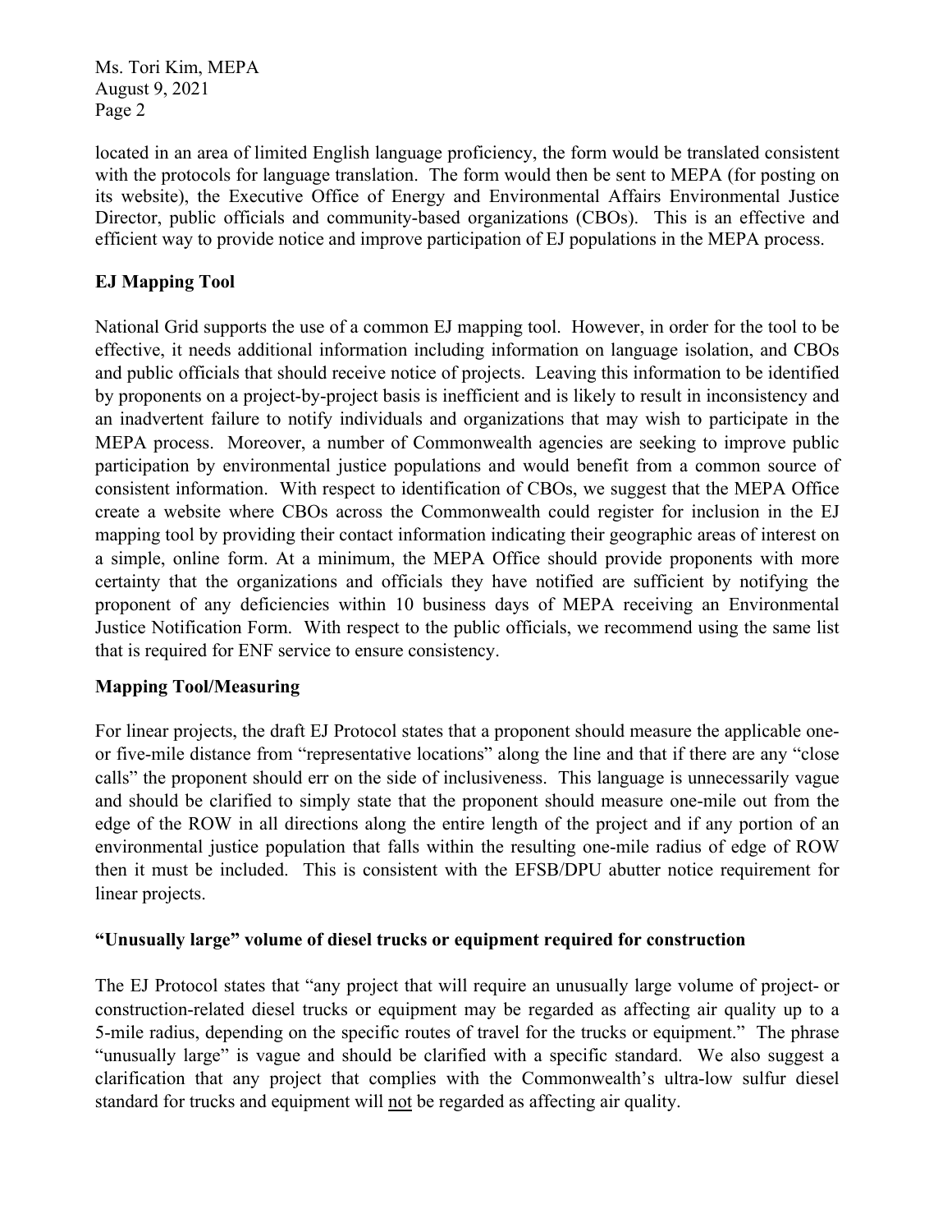located in an area of limited English language proficiency, the form would be translated consistent with the protocols for language translation. The form would then be sent to MEPA (for posting on its website), the Executive Office of Energy and Environmental Affairs Environmental Justice Director, public officials and community-based organizations (CBOs). This is an effective and efficient way to provide notice and improve participation of EJ populations in the MEPA process.

**EJ Mapping Tool**

National Grid supports the use of a common EJ mapping tool. However, in order for the tool to be effective, it needs additional information including information on language isolation, and CBOs and public officials that should receive notice of projects. Leaving this information to be identified by proponents on a project-by-project basis is inefficient and is likely to result in inconsistency and an inadvertent failure to notify individuals and organizations that may wish to participate in the MEPA process. Moreover, a number of Commonwealth agencies are seeking to improve public participation by environmental justice populations and would benefit from a common source of consistent information. With respect to identification of CBOs, we suggest that the MEPA Office create a website where CBOs across the Commonwealth could register for inclusion in the EJ mapping tool by providing their contact information indicating their geographic areas of interest on a simple, online form. At a minimum, the MEPA Office should provide proponents with more certainty that the organizations and officials they have notified are sufficient by notifying the proponent of any deficiencies within 10 business days of MEPA receiving an Environmental Justice Notification Form. With respect to the public officials, we recommend using the same list that is required for ENF service to ensure consistency.

**Mapping Tool/Measuring**

For linear projects, the draft EJ Protocol states that a proponent should measure the applicable one- or five-mile distance from "representative locations" along the line and that if there are any "close calls" the proponent should err on the side of inclusiveness. This language is unnecessarily vague and should be clarified to simply state that the proponent should measure one-mile out from the edge of the ROW in all directions along the entire length of the project and if any portion of an environmental justice population that falls within the resulting one-mile radius of edge of ROW then it must be included. This is consistent with the EFSB/DPU abutter notice requirement for linear projects.

**"Unusually large" volume of diesel trucks or equipment required for construction**

The EJ Protocol states that "any project that will require an unusually large volume of project- or construction-related diesel trucks or equipment may be regarded as affecting air quality up to a 5-mile radius, depending on the specific routes of travel for the trucks or equipment." The phrase "unusually large" is vague and should be clarified with a specific standard. We also suggest a clarification that any project that complies with the Commonwealth's ultra-low sulfur diesel standard for trucks and equipment will <u>not</u> be regarded as affecting air quality.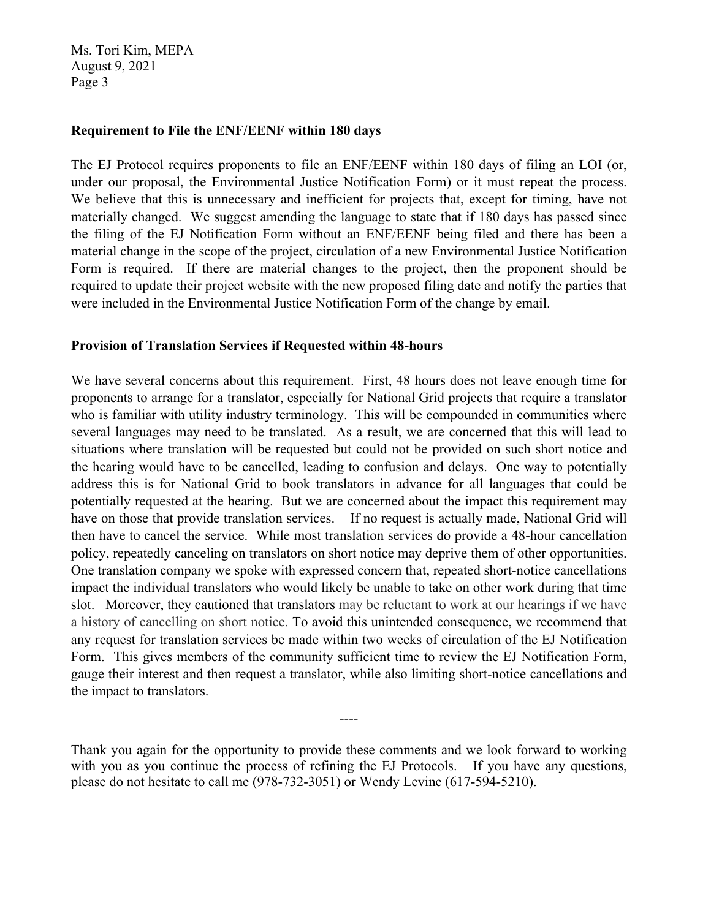## Requirement to File the ENF/EENF within 180 days

The EJ Protocol requires proponents to file an ENF/EENF within 180 days of filing an LOI (or, under our proposal, the Environmental Justice Notification Form) or it must repeat the process. We believe that this is unnecessary and inefficient for projects that, except for timing, have not materially changed. We suggest amending the language to state that if 180 days has passed since the filing of the EJ Notification Form without an ENF/EENF being filed and there has been a material change in the scope of the project, circulation of a new Environmental Justice Notification Form is required. If there are material changes to the project, then the proponent should be required to update their project website with the new proposed filing date and notify the parties that were included in the Environmental Justice Notification Form of the change by email.

## Provision of Translation Services if Requested within 48-hours

We have several concerns about this requirement. First, 48 hours does not leave enough time for proponents to arrange for a translator, especially for National Grid projects that require a translator who is familiar with utility industry terminology. This will be compounded in communities where several languages may need to be translated. As a result, we are concerned that this will lead to situations where translation will be requested but could not be provided on such short notice and the hearing would have to be cancelled, leading to confusion and delays. One way to potentially address this is for National Grid to book translators in advance for all languages that could be potentially requested at the hearing. But we are concerned about the impact this requirement may have on those that provide translation services. If no request is actually made, National Grid will then have to cancel the service. While most translation services do provide a 48-hour cancellation policy, repeatedly canceling on translators on short notice may deprive them of other opportunities. One translation company we spoke with expressed concern that, repeated short-notice cancellations impact the individual translators who would likely be unable to take on other work during that time slot. Moreover, they cautioned that translators may be reluctant to work at our hearings if we have a history of cancelling on short notice. To avoid this unintended consequence, we recommend that any request for translation services be made within two weeks of circulation of the EJ Notification Form. This gives members of the community sufficient time to review the EJ Notification Form, gauge their interest and then request a translator, while also limiting short-notice cancellations and the impact to translators.

----

Thank you again for the opportunity to provide these comments and we look forward to working with you as you continue the process of refining the EJ Protocols. If you have any questions, please do not hesitate to call me (978-732-3051) or Wendy Levine (617-594-5210).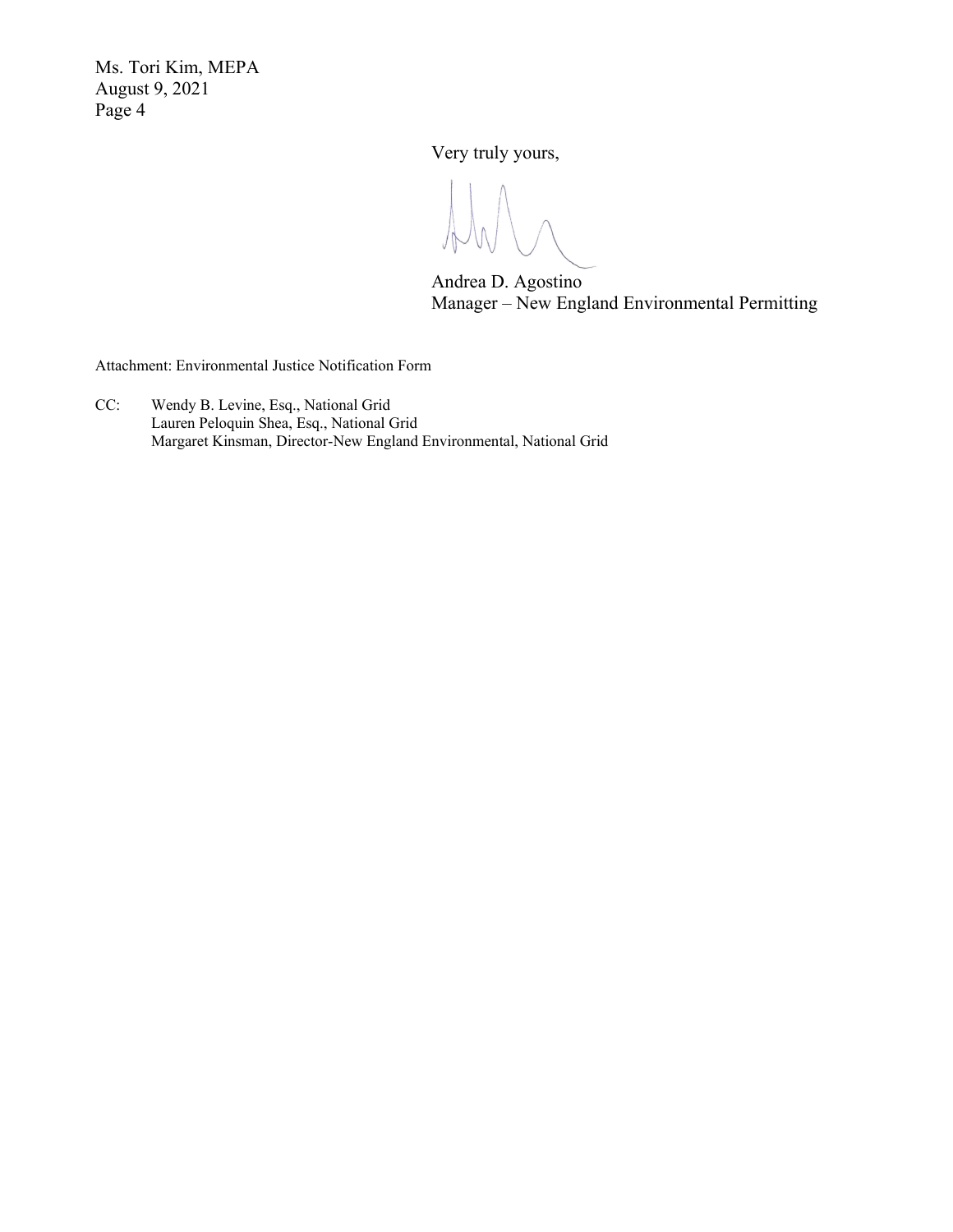Ms. Tori Kim, MEPA
August 9, 2021

Very truly yours,

Andrea D. Agostino
Manager – New England Environmental Permitting

Attachment: Environmental Justice Notification Form

CC: Wendy B. Levine, Esq., National Grid
Lauren Peloquin Shea, Esq., National Grid
Margaret Kinsman, Director-New England Environmental, National Grid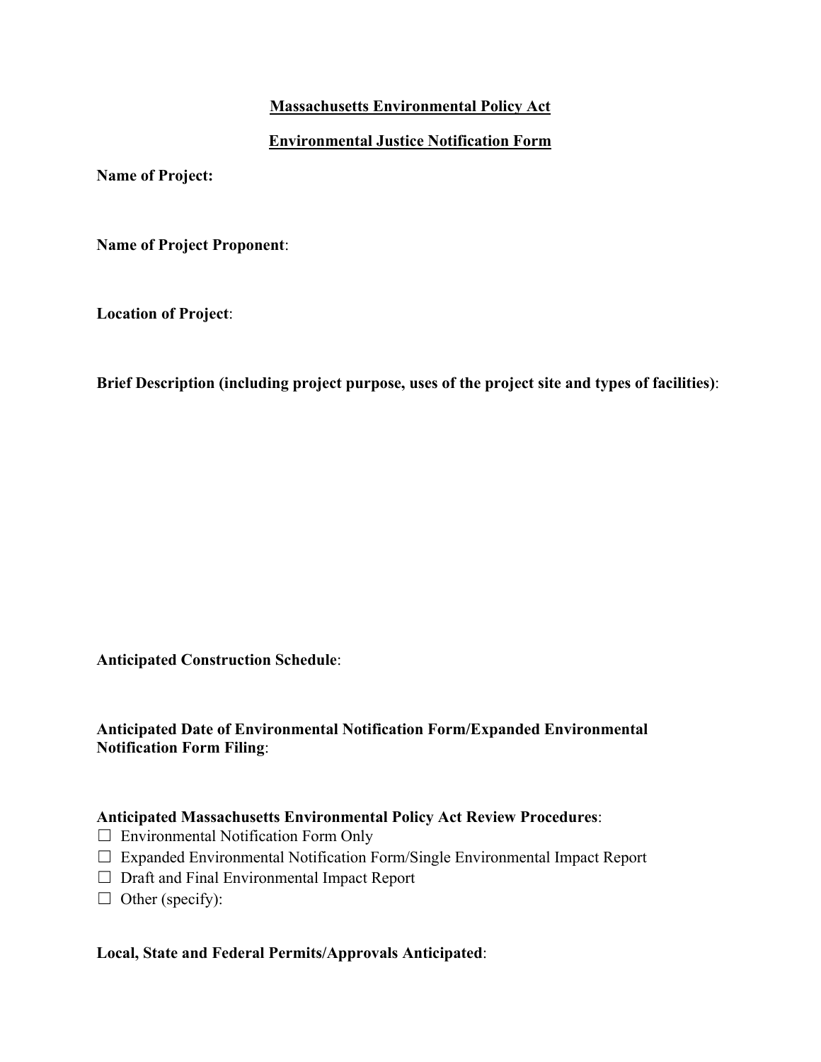**Massachusetts Environmental Policy Act**

**Environmental Justice Notification Form**

**Name of Project:**

**Name of Project Proponent**:

**Location of Project**:

**Brief Description (including project purpose, uses of the project site and types of facilities)**:

**Anticipated Construction Schedule**:

**Anticipated Date of Environmental Notification Form/Expanded Environmental Notification Form Filing**:

**Anticipated Massachusetts Environmental Policy Act Review Procedures**:

☐ Environmental Notification Form Only
☐ Expanded Environmental Notification Form/Single Environmental Impact Report
☐ Draft and Final Environmental Impact Report
☐ Other (specify):

**Local, State and Federal Permits/Approvals Anticipated**: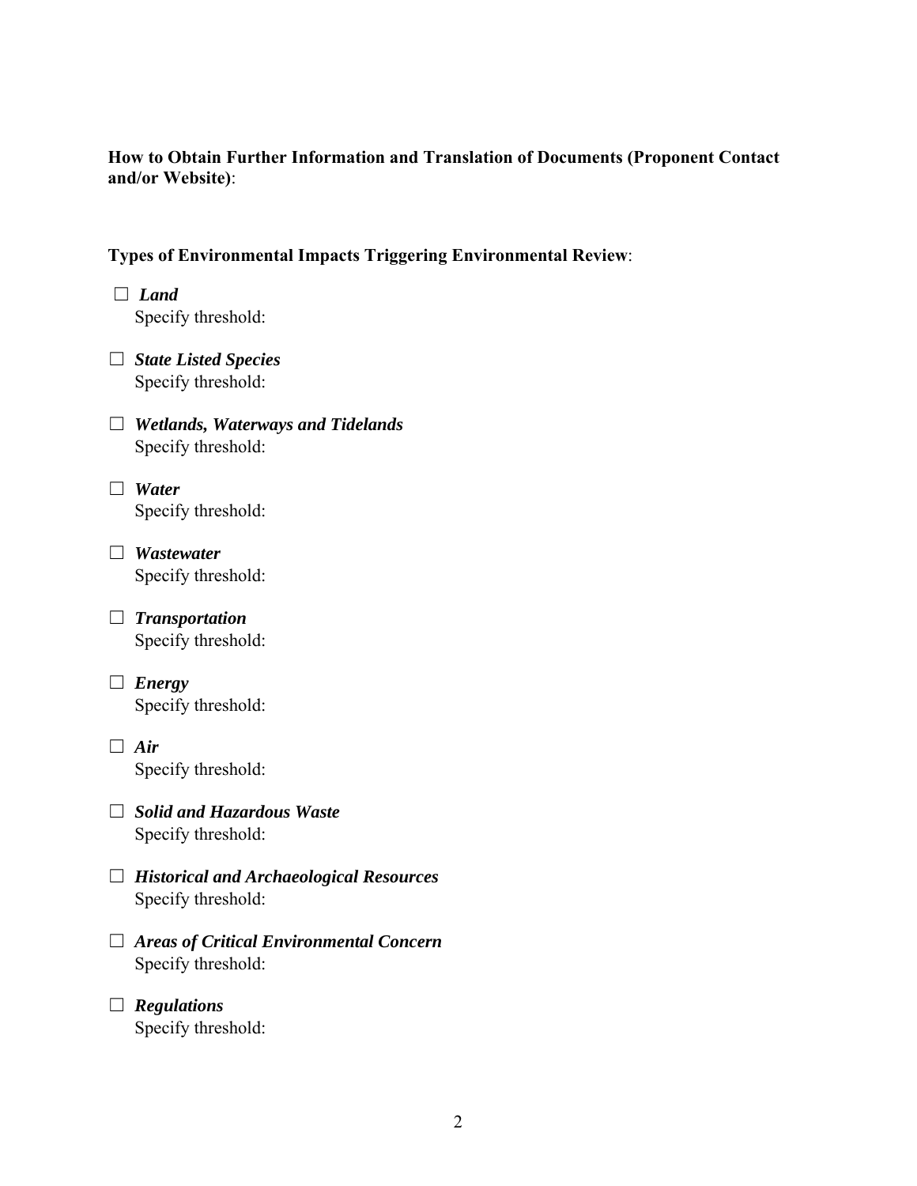**How to Obtain Further Information and Translation of Documents (Proponent Contact and/or Website)**:

**Types of Environmental Impacts Triggering Environmental Review**:

☐ ***Land***
Specify threshold:

☐ ***State Listed Species***
Specify threshold:

☐ ***Wetlands, Waterways and Tidelands***
Specify threshold:

☐ ***Water***
Specify threshold:

☐ ***Wastewater***
Specify threshold:

☐ ***Transportation***
Specify threshold:

☐ ***Energy***
Specify threshold:

☐ ***Air***
Specify threshold:

☐ ***Solid and Hazardous Waste***
Specify threshold:

☐ ***Historical and Archaeological Resources***
Specify threshold:

☐ ***Areas of Critical Environmental Concern***
Specify threshold:

☐ ***Regulations***
Specify threshold: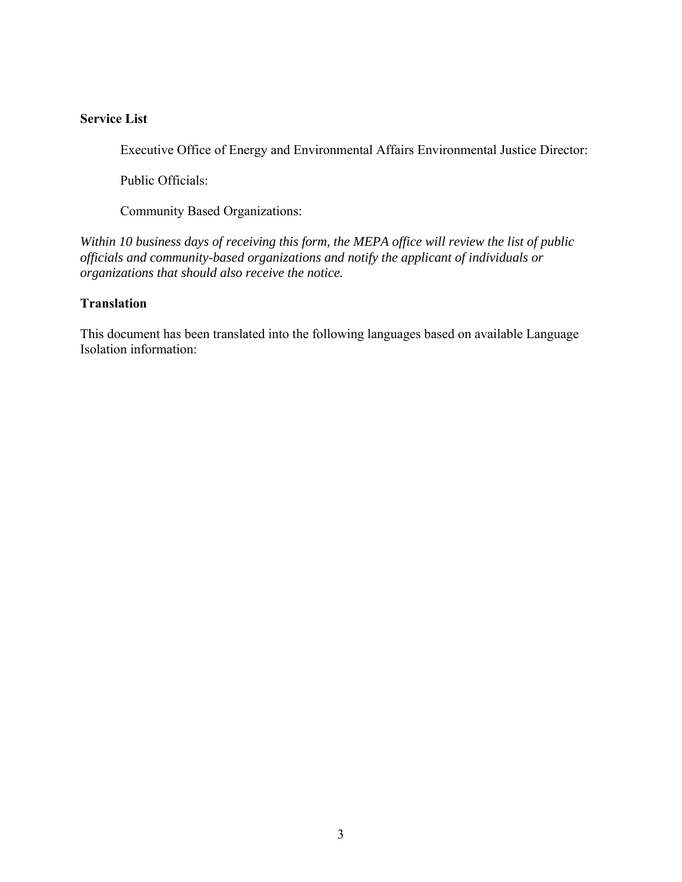**Service List**

Executive Office of Energy and Environmental Affairs Environmental Justice Director:

Public Officials:

Community Based Organizations:

*Within 10 business days of receiving this form, the MEPA office will review the list of public officials and community-based organizations and notify the applicant of individuals or organizations that should also receive the notice.*

**Translation**

This document has been translated into the following languages based on available Language Isolation information: